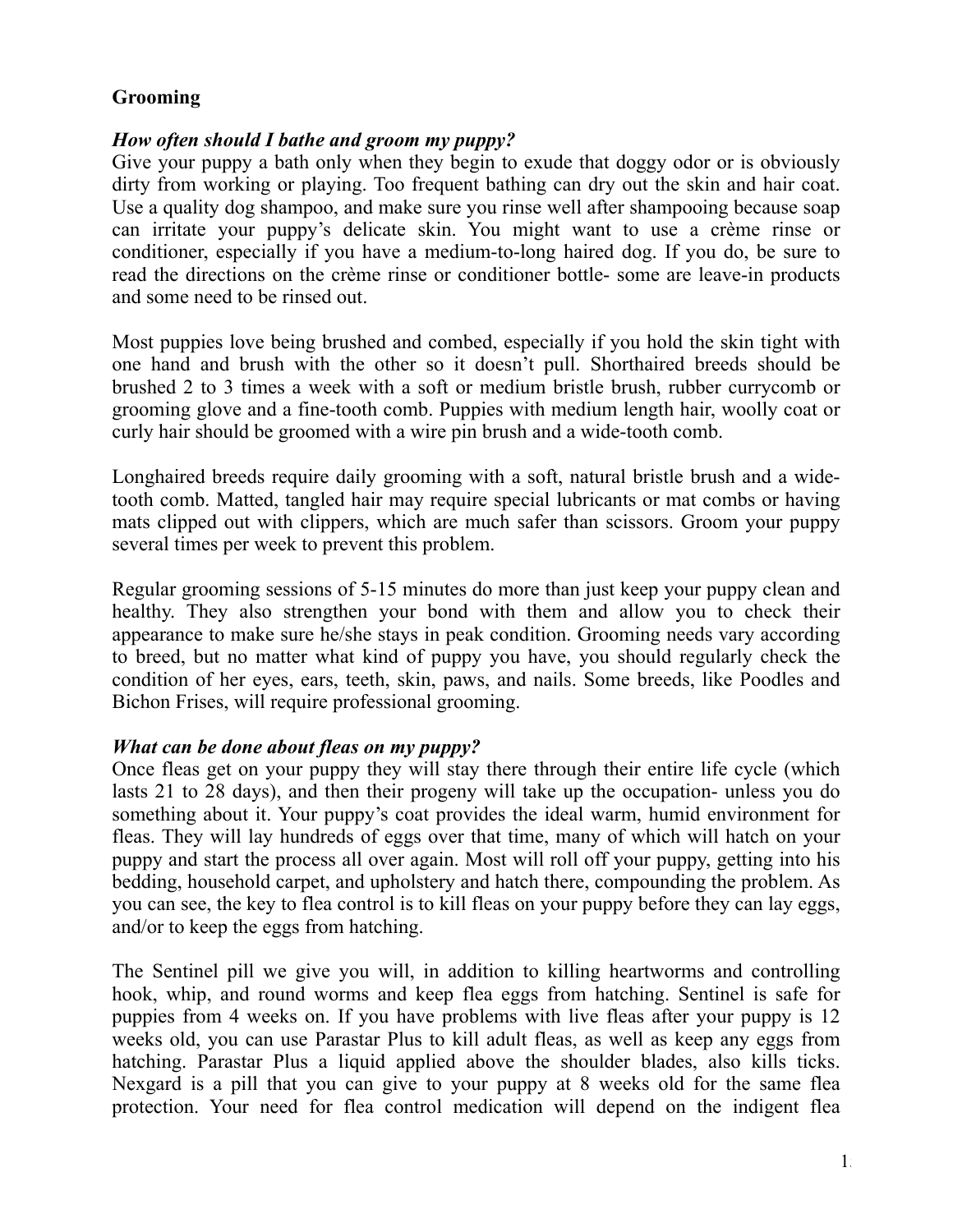**Grooming**

***How often should I bathe and groom my puppy?***

Give your puppy a bath only when they begin to exude that doggy odor or is obviously dirty from working or playing. Too frequent bathing can dry out the skin and hair coat. Use a quality dog shampoo, and make sure you rinse well after shampooing because soap can irritate your puppy's delicate skin. You might want to use a crème rinse or conditioner, especially if you have a medium-to-long haired dog. If you do, be sure to read the directions on the crème rinse or conditioner bottle- some are leave-in products and some need to be rinsed out.

Most puppies love being brushed and combed, especially if you hold the skin tight with one hand and brush with the other so it doesn't pull. Shorthaired breeds should be brushed 2 to 3 times a week with a soft or medium bristle brush, rubber currycomb or grooming glove and a fine-tooth comb. Puppies with medium length hair, woolly coat or curly hair should be groomed with a wire pin brush and a wide-tooth comb.

Longhaired breeds require daily grooming with a soft, natural bristle brush and a wide-tooth comb. Matted, tangled hair may require special lubricants or mat combs or having mats clipped out with clippers, which are much safer than scissors. Groom your puppy several times per week to prevent this problem.

Regular grooming sessions of 5-15 minutes do more than just keep your puppy clean and healthy. They also strengthen your bond with them and allow you to check their appearance to make sure he/she stays in peak condition. Grooming needs vary according to breed, but no matter what kind of puppy you have, you should regularly check the condition of her eyes, ears, teeth, skin, paws, and nails. Some breeds, like Poodles and Bichon Frises, will require professional grooming.

***What can be done about fleas on my puppy?***

Once fleas get on your puppy they will stay there through their entire life cycle (which lasts 21 to 28 days), and then their progeny will take up the occupation- unless you do something about it. Your puppy's coat provides the ideal warm, humid environment for fleas. They will lay hundreds of eggs over that time, many of which will hatch on your puppy and start the process all over again. Most will roll off your puppy, getting into his bedding, household carpet, and upholstery and hatch there, compounding the problem. As you can see, the key to flea control is to kill fleas on your puppy before they can lay eggs, and/or to keep the eggs from hatching.

The Sentinel pill we give you will, in addition to killing heartworms and controlling hook, whip, and round worms and keep flea eggs from hatching. Sentinel is safe for puppies from 4 weeks on. If you have problems with live fleas after your puppy is 12 weeks old, you can use Parastar Plus to kill adult fleas, as well as keep any eggs from hatching. Parastar Plus a liquid applied above the shoulder blades, also kills ticks. Nexgard is a pill that you can give to your puppy at 8 weeks old for the same flea protection. Your need for flea control medication will depend on the indigent flea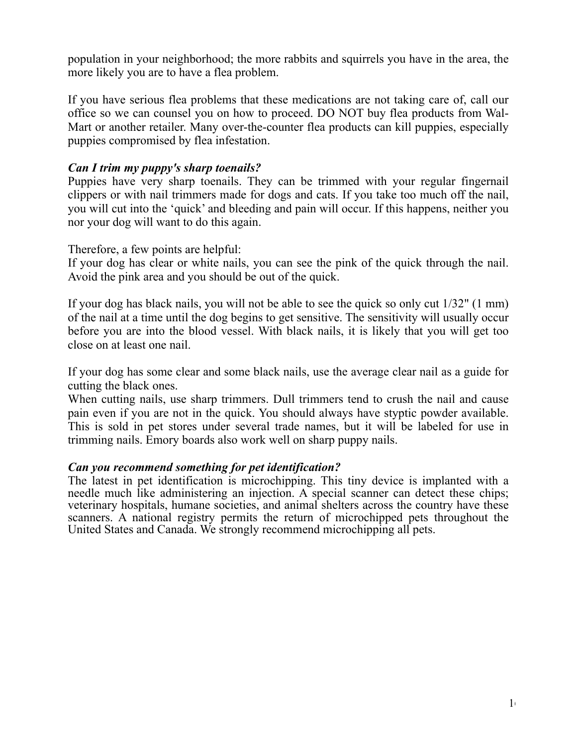population in your neighborhood; the more rabbits and squirrels you have in the area, the more likely you are to have a flea problem.

If you have serious flea problems that these medications are not taking care of, call our office so we can counsel you on how to proceed. DO NOT buy flea products from Wal-Mart or another retailer. Many over-the-counter flea products can kill puppies, especially puppies compromised by flea infestation.

***Can I trim my puppy's sharp toenails?***

Puppies have very sharp toenails. They can be trimmed with your regular fingernail clippers or with nail trimmers made for dogs and cats. If you take too much off the nail, you will cut into the 'quick' and bleeding and pain will occur. If this happens, neither you nor your dog will want to do this again.

Therefore, a few points are helpful:

If your dog has clear or white nails, you can see the pink of the quick through the nail. Avoid the pink area and you should be out of the quick.

If your dog has black nails, you will not be able to see the quick so only cut 1/32" (1 mm) of the nail at a time until the dog begins to get sensitive. The sensitivity will usually occur before you are into the blood vessel. With black nails, it is likely that you will get too close on at least one nail.

If your dog has some clear and some black nails, use the average clear nail as a guide for cutting the black ones.

When cutting nails, use sharp trimmers. Dull trimmers tend to crush the nail and cause pain even if you are not in the quick. You should always have styptic powder available. This is sold in pet stores under several trade names, but it will be labeled for use in trimming nails. Emory boards also work well on sharp puppy nails.

***Can you recommend something for pet identification?***

The latest in pet identification is microchipping. This tiny device is implanted with a needle much like administering an injection. A special scanner can detect these chips; veterinary hospitals, humane societies, and animal shelters across the country have these scanners. A national registry permits the return of microchipped pets throughout the United States and Canada. We strongly recommend microchipping all pets.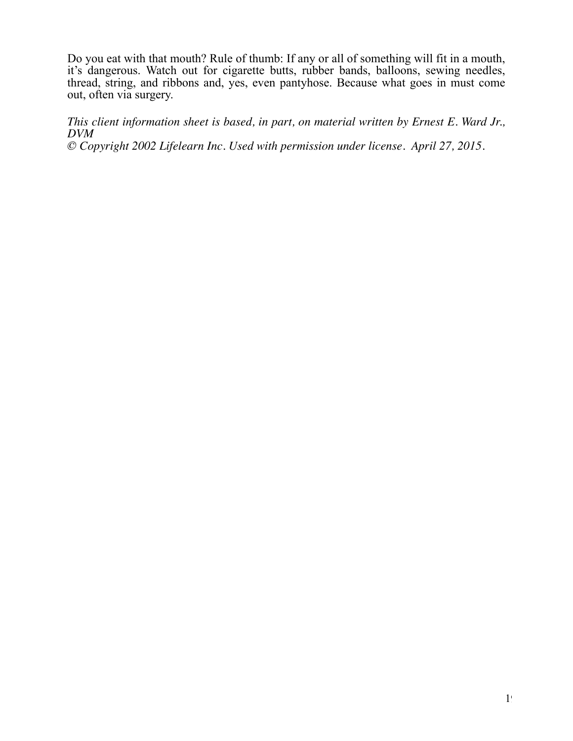Do you eat with that mouth? Rule of thumb: If any or all of something will fit in a mouth, it's dangerous. Watch out for cigarette butts, rubber bands, balloons, sewing needles, thread, string, and ribbons and, yes, even pantyhose. Because what goes in must come out, often via surgery.

*This client information sheet is based, in part, on material written by Ernest E. Ward Jr., DVM*
*© Copyright 2002 Lifelearn Inc. Used with permission under license. April 27, 2015.*